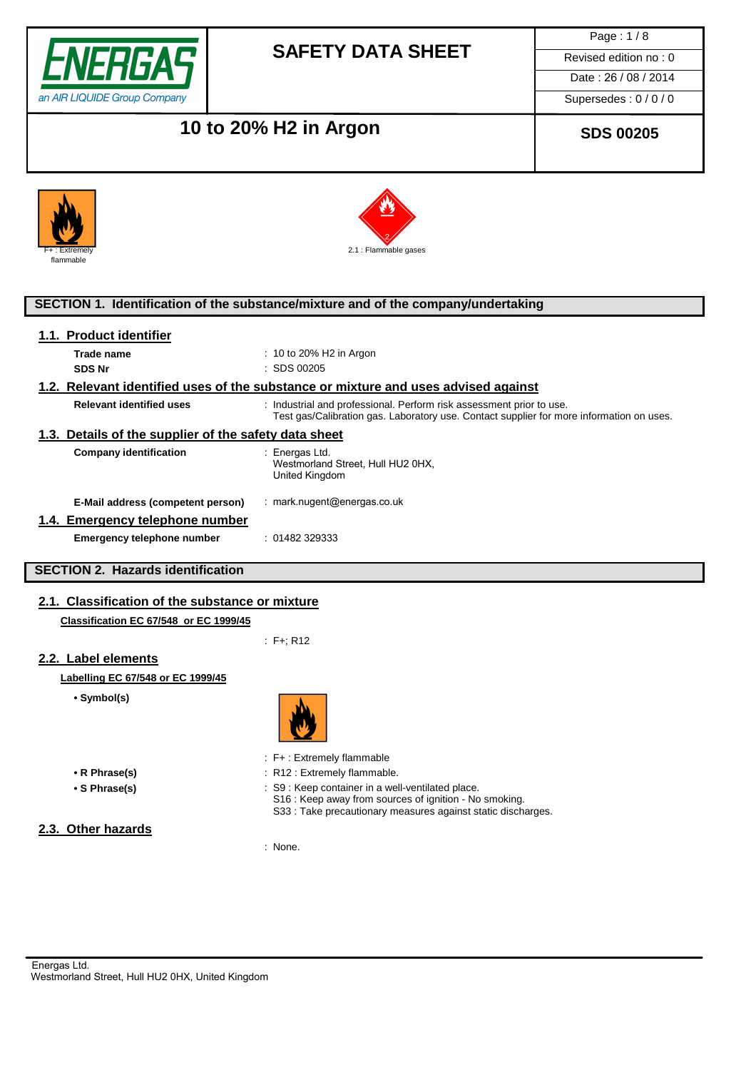ENERGAS
an AIR LIQUIDE Group Company

# SAFETY DATA SHEET

Revised edition no : 0

Date : 26 / 08 / 2014

Supersedes : 0 / 0 / 0

# 10 to 20% H2 in Argon

**SDS 00205**

F+ : Extremely flammable

2.1 : Flammable gases

## SECTION 1. Identification of the substance/mixture and of the company/undertaking

### 1.1. Product identifier

**Trade name** : 10 to 20% H2 in Argon

**SDS Nr** : SDS 00205

### 1.2. Relevant identified uses of the substance or mixture and uses advised against

**Relevant identified uses** : Industrial and professional. Perform risk assessment prior to use.
Test gas/Calibration gas. Laboratory use. Contact supplier for more information on uses.

### 1.3. Details of the supplier of the safety data sheet

**Company identification** : Energas Ltd.
Westmorland Street, Hull HU2 0HX,
United Kingdom

**E-Mail address (competent person)** : mark.nugent@energas.co.uk

### 1.4. Emergency telephone number

**Emergency telephone number** : 01482 329333

## SECTION 2. Hazards identification

### 2.1. Classification of the substance or mixture

**Classification EC 67/548 or EC 1999/45**

: F+; R12

### 2.2. Label elements

**Labelling EC 67/548 or EC 1999/45**

- **Symbol(s)**

: F+ : Extremely flammable

- **R Phrase(s)** : R12 : Extremely flammable.
- **S Phrase(s)** : S9 : Keep container in a well-ventilated place.
S16 : Keep away from sources of ignition - No smoking.
S33 : Take precautionary measures against static discharges.

### 2.3. Other hazards

: None.

Energas Ltd.
Westmorland Street, Hull HU2 0HX, United Kingdom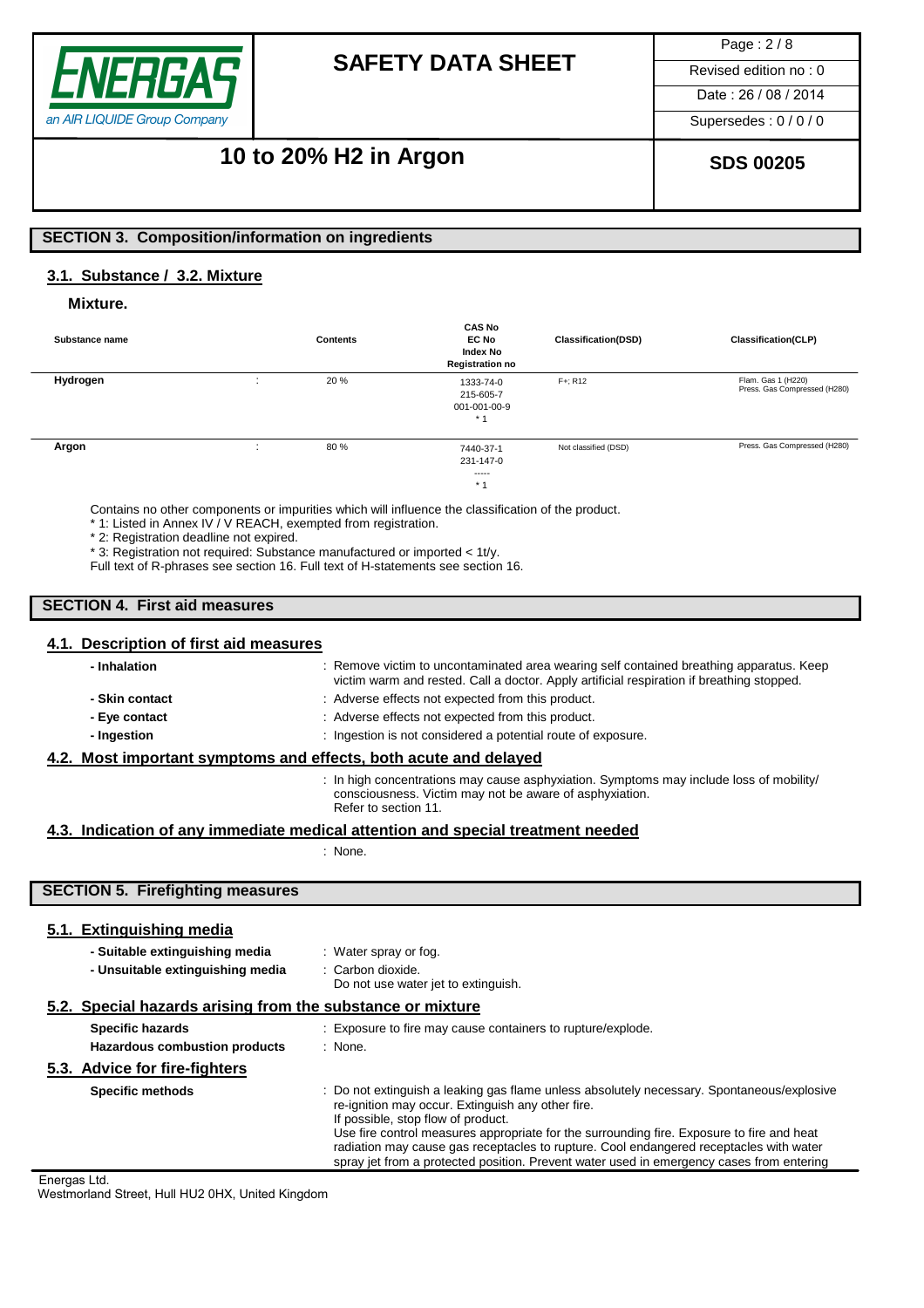## SECTION 3. Composition/information on ingredients

### 3.1. Substance / 3.2. Mixture

**Mixture.**

| Substance name | | Contents | CAS No<br>EC No<br>Index No<br>Registration no | Classification(DSD) | Classification(CLP) |
|---|---|---|---|---|---|
| **Hydrogen** | : | 20 % | 1333-74-0<br>215-605-7<br>001-001-00-9<br>* 1 | F+; R12 | Flam. Gas 1 (H220)<br>Press. Gas Compressed (H280) |
| **Argon** | : | 80 % | 7440-37-1<br>231-147-0<br>-----<br>* 1 | Not classified (DSD) | Press. Gas Compressed (H280) |

Contains no other components or impurities which will influence the classification of the product.
* 1: Listed in Annex IV / V REACH, exempted from registration.
* 2: Registration deadline not expired.
* 3: Registration not required: Substance manufactured or imported < 1t/y.
Full text of R-phrases see section 16. Full text of H-statements see section 16.

## SECTION 4. First aid measures

### 4.1. Description of first aid measures

- **- Inhalation** : Remove victim to uncontaminated area wearing self contained breathing apparatus. Keep victim warm and rested. Call a doctor. Apply artificial respiration if breathing stopped.
- **- Skin contact** : Adverse effects not expected from this product.
- **- Eye contact** : Adverse effects not expected from this product.
- **- Ingestion** : Ingestion is not considered a potential route of exposure.

### 4.2. Most important symptoms and effects, both acute and delayed

: In high concentrations may cause asphyxiation. Symptoms may include loss of mobility/ consciousness. Victim may not be aware of asphyxiation.
Refer to section 11.

### 4.3. Indication of any immediate medical attention and special treatment needed

: None.

## SECTION 5. Firefighting measures

### 5.1. Extinguishing media

- **- Suitable extinguishing media** : Water spray or fog.
- **- Unsuitable extinguishing media** : Carbon dioxide.
  Do not use water jet to extinguish.

### 5.2. Special hazards arising from the substance or mixture

**Specific hazards** : Exposure to fire may cause containers to rupture/explode.

**Hazardous combustion products** : None.

### 5.3. Advice for fire-fighters

**Specific methods** : Do not extinguish a leaking gas flame unless absolutely necessary. Spontaneous/explosive re-ignition may occur. Extinguish any other fire.
If possible, stop flow of product.
Use fire control measures appropriate for the surrounding fire. Exposure to fire and heat radiation may cause gas receptacles to rupture. Cool endangered receptacles with water spray jet from a protected position. Prevent water used in emergency cases from entering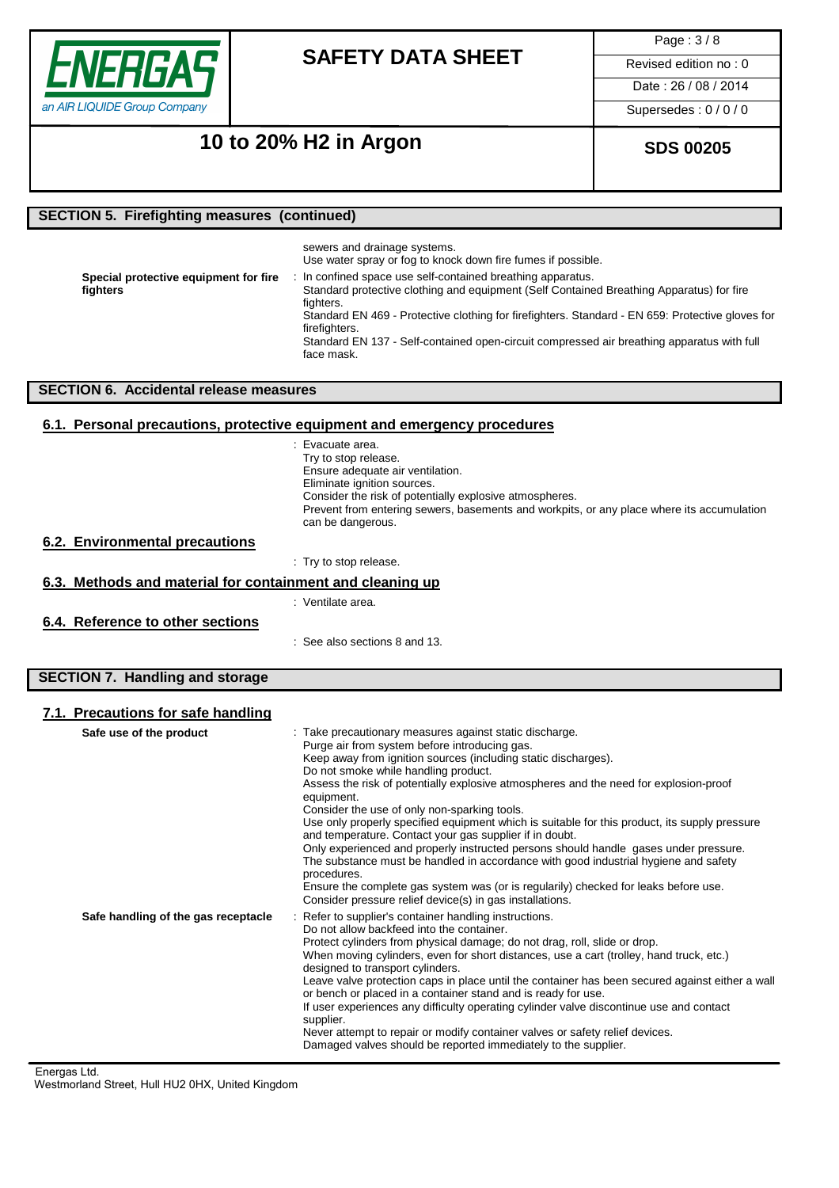## SECTION 5. Firefighting measures (continued)

sewers and drainage systems.
Use water spray or fog to knock down fire fumes if possible.

**Special protective equipment for fire fighters** : In confined space use self-contained breathing apparatus.
Standard protective clothing and equipment (Self Contained Breathing Apparatus) for fire fighters.
Standard EN 469 - Protective clothing for firefighters. Standard - EN 659: Protective gloves for firefighters.
Standard EN 137 - Self-contained open-circuit compressed air breathing apparatus with full face mask.

## SECTION 6. Accidental release measures

### 6.1. Personal precautions, protective equipment and emergency procedures

: Evacuate area.
Try to stop release.
Ensure adequate air ventilation.
Eliminate ignition sources.
Consider the risk of potentially explosive atmospheres.
Prevent from entering sewers, basements and workpits, or any place where its accumulation can be dangerous.

### 6.2. Environmental precautions

: Try to stop release.

### 6.3. Methods and material for containment and cleaning up

: Ventilate area.

### 6.4. Reference to other sections

: See also sections 8 and 13.

## SECTION 7. Handling and storage

### 7.1. Precautions for safe handling

**Safe use of the product** : Take precautionary measures against static discharge.
Purge air from system before introducing gas.
Keep away from ignition sources (including static discharges).
Do not smoke while handling product.
Assess the risk of potentially explosive atmospheres and the need for explosion-proof equipment.
Consider the use of only non-sparking tools.
Use only properly specified equipment which is suitable for this product, its supply pressure and temperature. Contact your gas supplier if in doubt.
Only experienced and properly instructed persons should handle gases under pressure.
The substance must be handled in accordance with good industrial hygiene and safety procedures.
Ensure the complete gas system was (or is regularly) checked for leaks before use.
Consider pressure relief device(s) in gas installations.

**Safe handling of the gas receptacle** : Refer to supplier's container handling instructions.
Do not allow backfeed into the container.
Protect cylinders from physical damage; do not drag, roll, slide or drop.
When moving cylinders, even for short distances, use a cart (trolley, hand truck, etc.) designed to transport cylinders.
Leave valve protection caps in place until the container has been secured against either a wall or bench or placed in a container stand and is ready for use.
If user experiences any difficulty operating cylinder valve discontinue use and contact supplier.
Never attempt to repair or modify container valves or safety relief devices.
Damaged valves should be reported immediately to the supplier.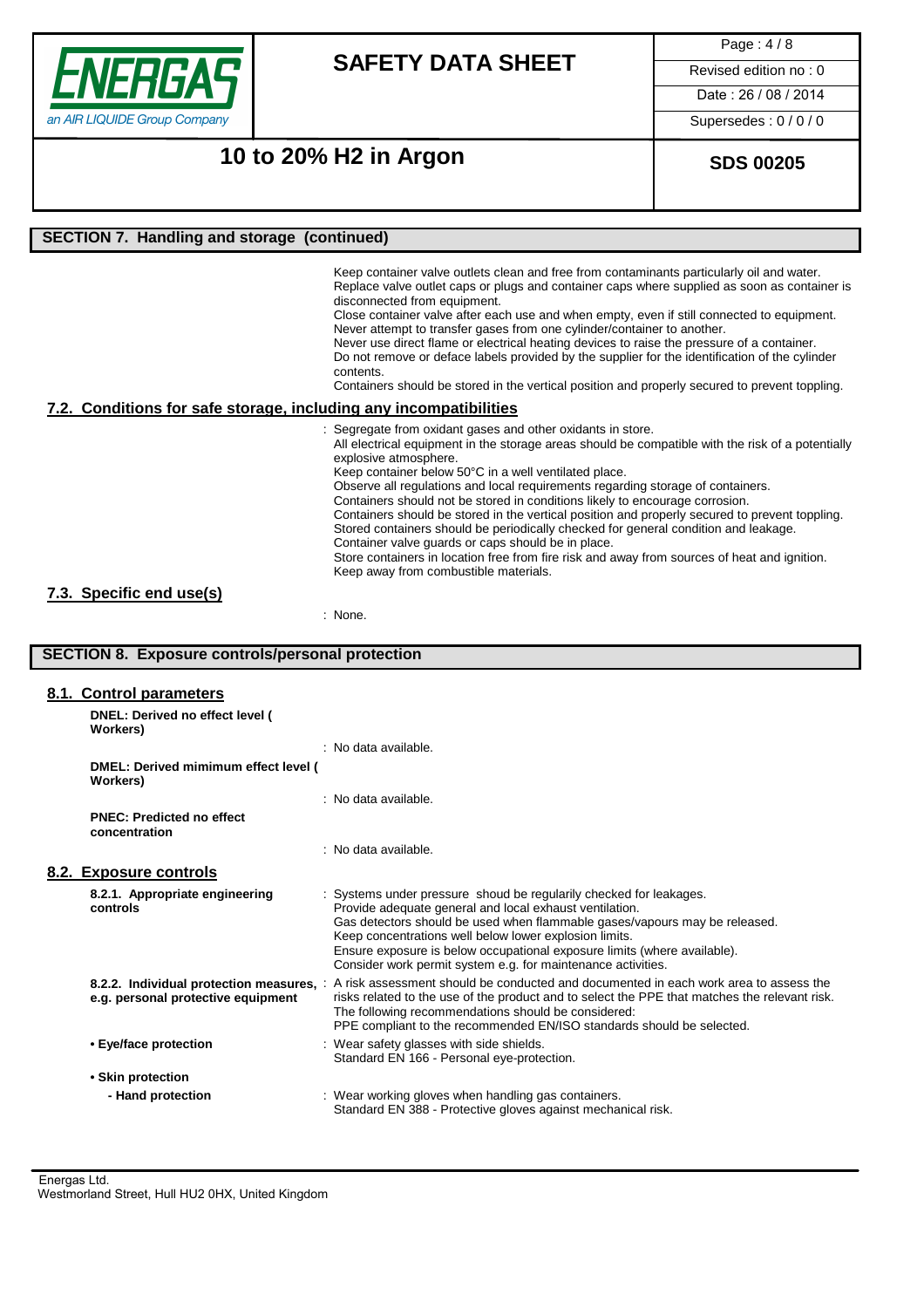## SECTION 7. Handling and storage (continued)

Keep container valve outlets clean and free from contaminants particularly oil and water.
Replace valve outlet caps or plugs and container caps where supplied as soon as container is disconnected from equipment.
Close container valve after each use and when empty, even if still connected to equipment.
Never attempt to transfer gases from one cylinder/container to another.
Never use direct flame or electrical heating devices to raise the pressure of a container.
Do not remove or deface labels provided by the supplier for the identification of the cylinder contents.
Containers should be stored in the vertical position and properly secured to prevent toppling.

### 7.2. Conditions for safe storage, including any incompatibilities

: Segregate from oxidant gases and other oxidants in store.
All electrical equipment in the storage areas should be compatible with the risk of a potentially explosive atmosphere.
Keep container below 50°C in a well ventilated place.
Observe all regulations and local requirements regarding storage of containers.
Containers should not be stored in conditions likely to encourage corrosion.
Containers should be stored in the vertical position and properly secured to prevent toppling.
Stored containers should be periodically checked for general condition and leakage.
Container valve guards or caps should be in place.
Store containers in location free from fire risk and away from sources of heat and ignition.
Keep away from combustible materials.

### 7.3. Specific end use(s)

: None.

## SECTION 8. Exposure controls/personal protection

### 8.1. Control parameters

**DNEL: Derived no effect level ( Workers)**
: No data available.

**DMEL: Derived mimimum effect level ( Workers)**
: No data available.

**PNEC: Predicted no effect concentration**
: No data available.

### 8.2. Exposure controls

**8.2.1. Appropriate engineering controls**
: Systems under pressure shoud be regularly checked for leakages.
Provide adequate general and local exhaust ventilation.
Gas detectors should be used when flammable gases/vapours may be released.
Keep concentrations well below lower explosion limits.
Ensure exposure is below occupational exposure limits (where available).
Consider work permit system e.g. for maintenance activities.

**8.2.2. Individual protection measures, e.g. personal protective equipment**
: A risk assessment should be conducted and documented in each work area to assess the risks related to the use of the product and to select the PPE that matches the relevant risk.
The following recommendations should be considered:
PPE compliant to the recommended EN/ISO standards should be selected.

**• Eye/face protection**
: Wear safety glasses with side shields.
Standard EN 166 - Personal eye-protection.

**• Skin protection**

**- Hand protection**
: Wear working gloves when handling gas containers.
Standard EN 388 - Protective gloves against mechanical risk.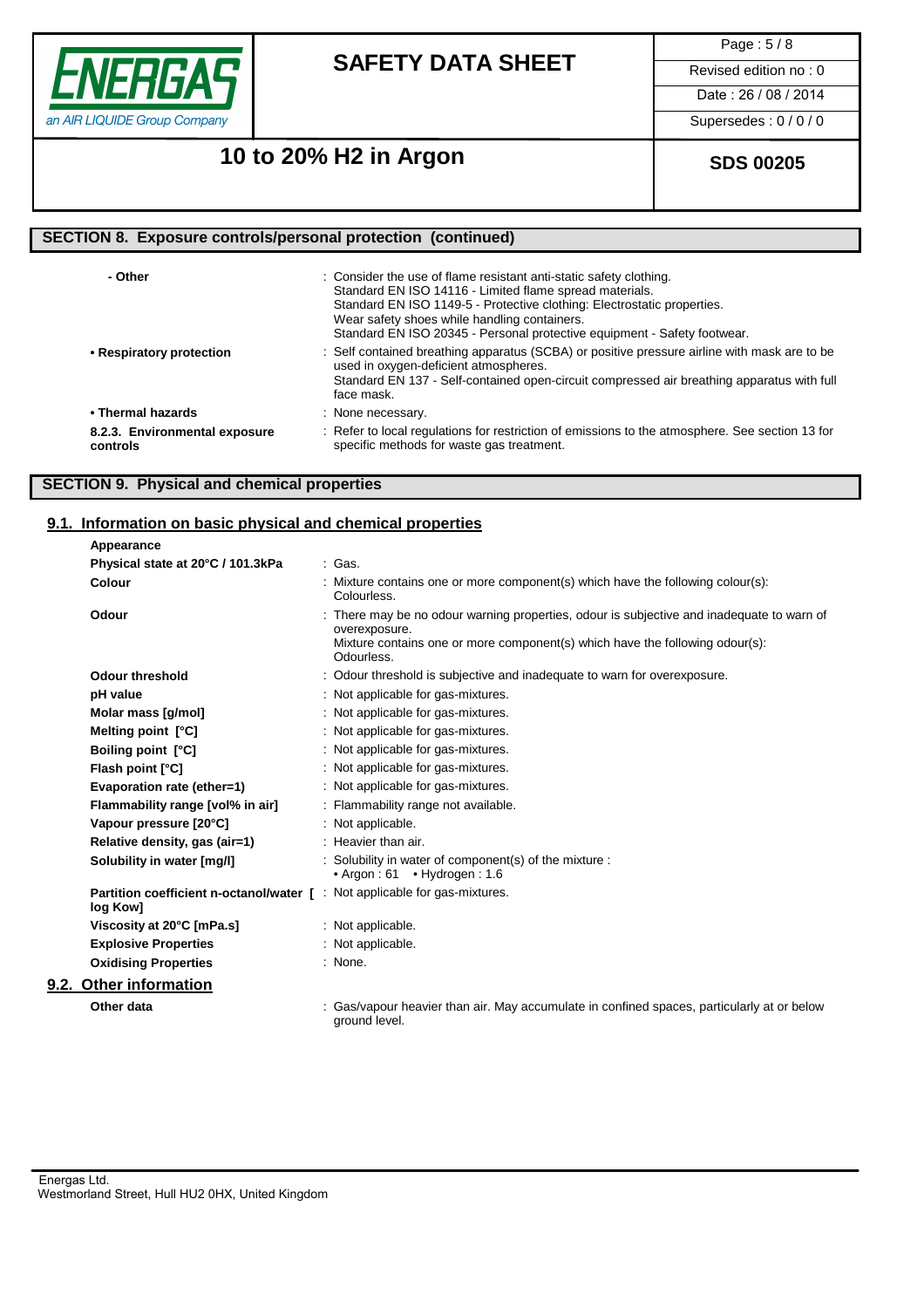## SECTION 8. Exposure controls/personal protection (continued)

| | |
|---|---|
| **- Other** | : Consider the use of flame resistant anti-static safety clothing. Standard EN ISO 14116 - Limited flame spread materials. Standard EN ISO 1149-5 - Protective clothing: Electrostatic properties. Wear safety shoes while handling containers. Standard EN ISO 20345 - Personal protective equipment - Safety footwear. |
| **• Respiratory protection** | : Self contained breathing apparatus (SCBA) or positive pressure airline with mask are to be used in oxygen-deficient atmospheres. Standard EN 137 - Self-contained open-circuit compressed air breathing apparatus with full face mask. |
| **• Thermal hazards** | : None necessary. |
| **8.2.3. Environmental exposure controls** | : Refer to local regulations for restriction of emissions to the atmosphere. See section 13 for specific methods for waste gas treatment. |

## SECTION 9. Physical and chemical properties

### 9.1. Information on basic physical and chemical properties

| | |
|---|---|
| **Appearance** | |
| **Physical state at 20°C / 101.3kPa** | : Gas. |
| **Colour** | : Mixture contains one or more component(s) which have the following colour(s): Colourless. |
| **Odour** | : There may be no odour warning properties, odour is subjective and inadequate to warn of overexposure. Mixture contains one or more component(s) which have the following odour(s): Odourless. |
| **Odour threshold** | : Odour threshold is subjective and inadequate to warn for overexposure. |
| **pH value** | : Not applicable for gas-mixtures. |
| **Molar mass [g/mol]** | : Not applicable for gas-mixtures. |
| **Melting point [°C]** | : Not applicable for gas-mixtures. |
| **Boiling point [°C]** | : Not applicable for gas-mixtures. |
| **Flash point [°C]** | : Not applicable for gas-mixtures. |
| **Evaporation rate (ether=1)** | : Not applicable for gas-mixtures. |
| **Flammability range [vol% in air]** | : Flammability range not available. |
| **Vapour pressure [20°C]** | : Not applicable. |
| **Relative density, gas (air=1)** | : Heavier than air. |
| **Solubility in water [mg/l]** | : Solubility in water of component(s) of the mixture : • Argon : 61 • Hydrogen : 1.6 |
| **Partition coefficient n-octanol/water [ log Kow]** | : Not applicable for gas-mixtures. |
| **Viscosity at 20°C [mPa.s]** | : Not applicable. |
| **Explosive Properties** | : Not applicable. |
| **Oxidising Properties** | : None. |

### 9.2. Other information

| | |
|---|---|
| **Other data** | : Gas/vapour heavier than air. May accumulate in confined spaces, particularly at or below ground level. |

Energas Ltd.
Westmorland Street, Hull HU2 0HX, United Kingdom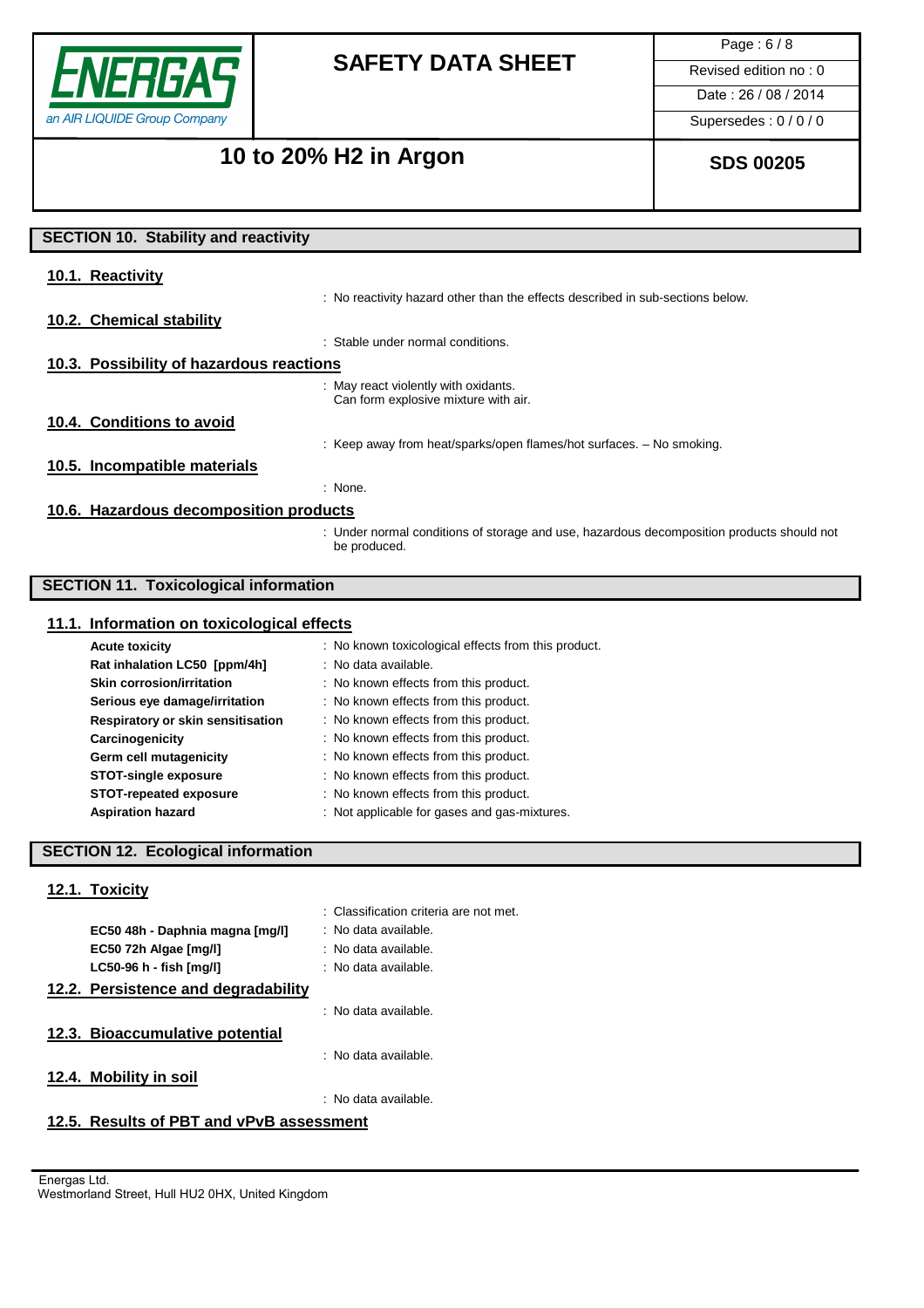## SECTION 10. Stability and reactivity

### 10.1. Reactivity

: No reactivity hazard other than the effects described in sub-sections below.

### 10.2. Chemical stability

: Stable under normal conditions.

### 10.3. Possibility of hazardous reactions

: May react violently with oxidants.
Can form explosive mixture with air.

### 10.4. Conditions to avoid

: Keep away from heat/sparks/open flames/hot surfaces. – No smoking.

### 10.5. Incompatible materials

: None.

### 10.6. Hazardous decomposition products

: Under normal conditions of storage and use, hazardous decomposition products should not be produced.

## SECTION 11. Toxicological information

### 11.1. Information on toxicological effects

| | |
|---|---|
| **Acute toxicity** | : No known toxicological effects from this product. |
| **Rat inhalation LC50 [ppm/4h]** | : No data available. |
| **Skin corrosion/irritation** | : No known effects from this product. |
| **Serious eye damage/irritation** | : No known effects from this product. |
| **Respiratory or skin sensitisation** | : No known effects from this product. |
| **Carcinogenicity** | : No known effects from this product. |
| **Germ cell mutagenicity** | : No known effects from this product. |
| **STOT-single exposure** | : No known effects from this product. |
| **STOT-repeated exposure** | : No known effects from this product. |
| **Aspiration hazard** | : Not applicable for gases and gas-mixtures. |

## SECTION 12. Ecological information

### 12.1. Toxicity

| | |
|---|---|
| | : Classification criteria are not met. |
| **EC50 48h - Daphnia magna [mg/l]** | : No data available. |
| **EC50 72h Algae [mg/l]** | : No data available. |
| **LC50-96 h - fish [mg/l]** | : No data available. |

### 12.2. Persistence and degradability

: No data available.

### 12.3. Bioaccumulative potential

: No data available.

### 12.4. Mobility in soil

: No data available.

### 12.5. Results of PBT and vPvB assessment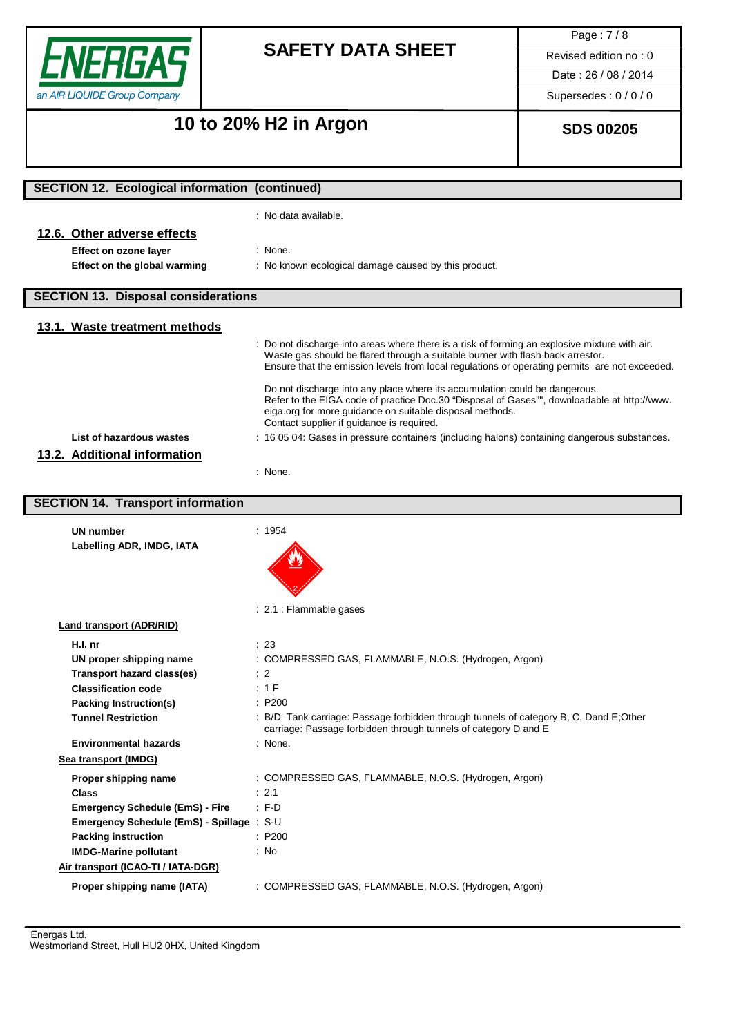## SECTION 12. Ecological information (continued)

: No data available.

### 12.6. Other adverse effects

**Effect on ozone layer** : None.

**Effect on the global warming** : No known ecological damage caused by this product.

## SECTION 13. Disposal considerations

### 13.1. Waste treatment methods

: Do not discharge into areas where there is a risk of forming an explosive mixture with air. Waste gas should be flared through a suitable burner with flash back arrestor. Ensure that the emission levels from local regulations or operating permits are not exceeded.

Do not discharge into any place where its accumulation could be dangerous. Refer to the EIGA code of practice Doc.30 "Disposal of Gases"", downloadable at http://www.eiga.org for more guidance on suitable disposal methods. Contact supplier if guidance is required.

**List of hazardous wastes** : 16 05 04: Gases in pressure containers (including halons) containing dangerous substances.

### 13.2. Additional information

: None.

## SECTION 14. Transport information

**UN number** : 1954

**Labelling ADR, IMDG, IATA**

: 2.1 : Flammable gases

**Land transport (ADR/RID)**

| | |
|---|---|
| **H.I. nr** | : 23 |
| **UN proper shipping name** | : COMPRESSED GAS, FLAMMABLE, N.O.S. (Hydrogen, Argon) |
| **Transport hazard class(es)** | : 2 |
| **Classification code** | : 1 F |
| **Packing Instruction(s)** | : P200 |
| **Tunnel Restriction** | : B/D Tank carriage: Passage forbidden through tunnels of category B, C, Dand E;Other carriage: Passage forbidden through tunnels of category D and E |
| **Environmental hazards** | : None. |

**Sea transport (IMDG)**

| | |
|---|---|
| **Proper shipping name** | : COMPRESSED GAS, FLAMMABLE, N.O.S. (Hydrogen, Argon) |
| **Class** | : 2.1 |
| **Emergency Schedule (EmS) - Fire** | : F-D |
| **Emergency Schedule (EmS) - Spillage** | : S-U |
| **Packing instruction** | : P200 |
| **IMDG-Marine pollutant** | : No |

**Air transport (ICAO-TI / IATA-DGR)**

| | |
|---|---|
| **Proper shipping name (IATA)** | : COMPRESSED GAS, FLAMMABLE, N.O.S. (Hydrogen, Argon) |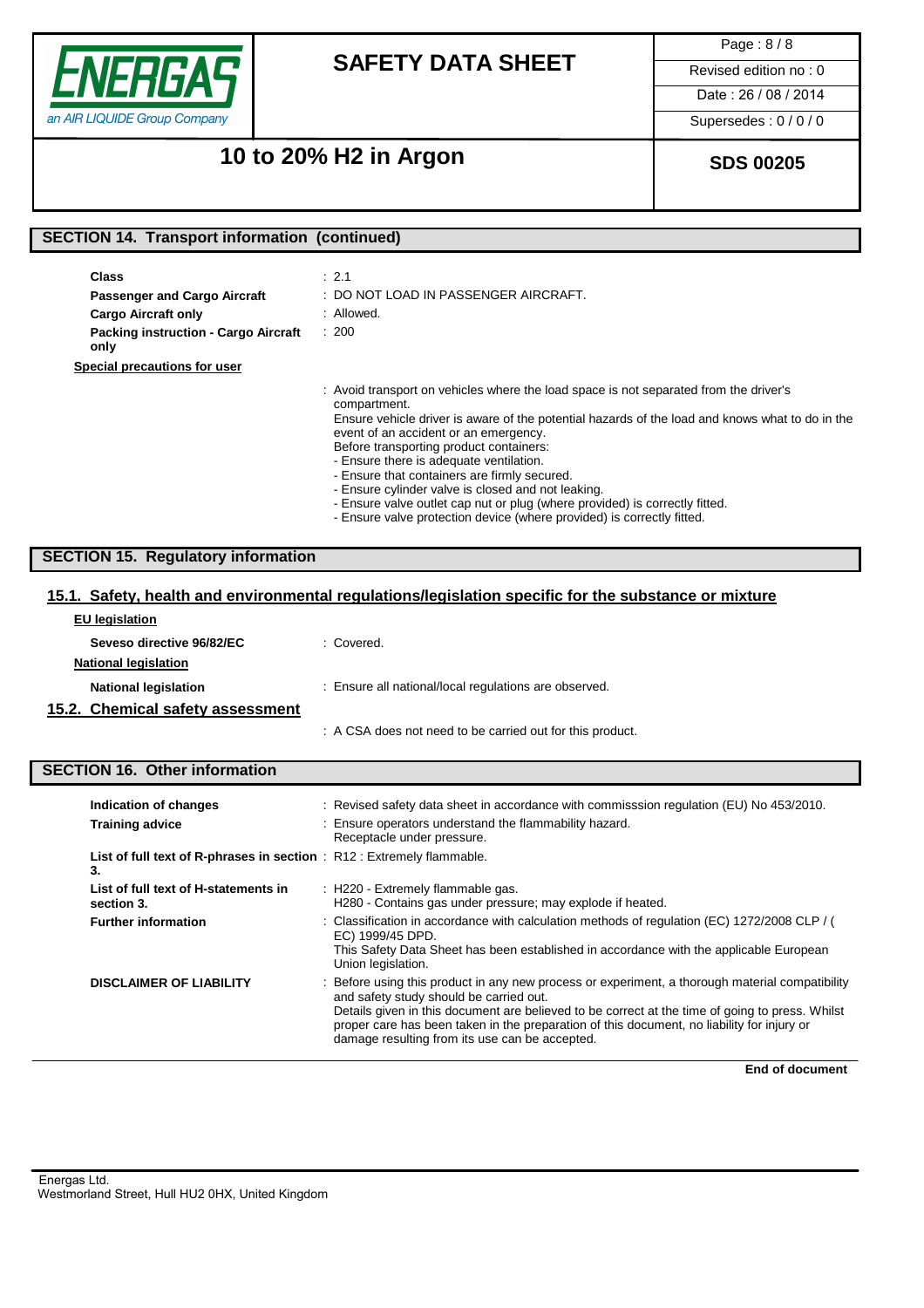## SECTION 14. Transport information (continued)

| | |
|---|---|
| **Class** | : 2.1 |
| **Passenger and Cargo Aircraft** | : DO NOT LOAD IN PASSENGER AIRCRAFT. |
| **Cargo Aircraft only** | : Allowed. |
| **Packing instruction - Cargo Aircraft only** | : 200 |

**Special precautions for user**

: Avoid transport on vehicles where the load space is not separated from the driver's compartment.
Ensure vehicle driver is aware of the potential hazards of the load and knows what to do in the event of an accident or an emergency.
Before transporting product containers:
- Ensure there is adequate ventilation.
- Ensure that containers are firmly secured.
- Ensure cylinder valve is closed and not leaking.
- Ensure valve outlet cap nut or plug (where provided) is correctly fitted.
- Ensure valve protection device (where provided) is correctly fitted.

## SECTION 15. Regulatory information

### 15.1. Safety, health and environmental regulations/legislation specific for the substance or mixture

**EU legislation**

**Seveso directive 96/82/EC** : Covered.

**National legislation**

**National legislation** : Ensure all national/local regulations are observed.

### 15.2. Chemical safety assessment

: A CSA does not need to be carried out for this product.

## SECTION 16. Other information

| | |
|---|---|
| **Indication of changes** | : Revised safety data sheet in accordance with commisssion regulation (EU) No 453/2010. |
| **Training advice** | : Ensure operators understand the flammability hazard.<br>Receptacle under pressure. |
| **List of full text of R-phrases in section 3.** | : R12 : Extremely flammable. |
| **List of full text of H-statements in section 3.** | : H220 - Extremely flammable gas.<br>H280 - Contains gas under pressure; may explode if heated. |
| **Further information** | : Classification in accordance with calculation methods of regulation (EC) 1272/2008 CLP / ( EC) 1999/45 DPD.<br>This Safety Data Sheet has been established in accordance with the applicable European Union legislation. |
| **DISCLAIMER OF LIABILITY** | : Before using this product in any new process or experiment, a thorough material compatibility and safety study should be carried out.<br>Details given in this document are believed to be correct at the time of going to press. Whilst proper care has been taken in the preparation of this document, no liability for injury or damage resulting from its use can be accepted. |

**End of document**